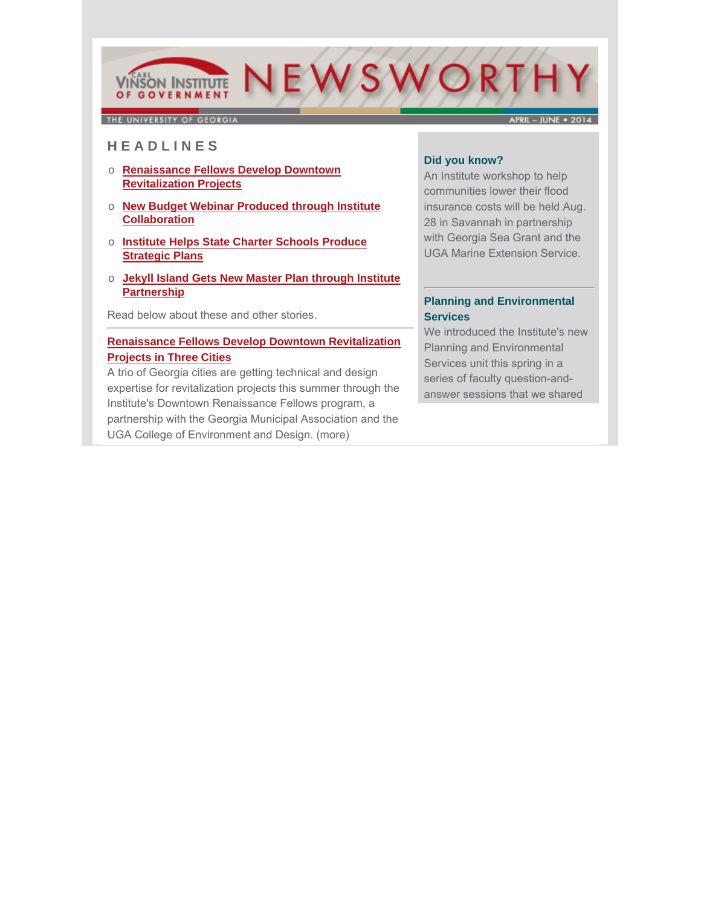# CARL VINSON INSTITUTE OF GOVERNMENT NEWSWORTHY

THE UNIVERSITY OF GEORGIA APRIL – JUNE • 2014

## HEADLINES

- Renaissance Fellows Develop Downtown Revitalization Projects
- New Budget Webinar Produced through Institute Collaboration
- Institute Helps State Charter Schools Produce Strategic Plans
- Jekyll Island Gets New Master Plan through Institute Partnership

Read below about these and other stories.

---

### Renaissance Fellows Develop Downtown Revitalization Projects in Three Cities

A trio of Georgia cities are getting technical and design expertise for revitalization projects this summer through the Institute's Downtown Renaissance Fellows program, a partnership with the Georgia Municipal Association and the UGA College of Environment and Design. (more)

---

**Did you know?**

An Institute workshop to help communities lower their flood insurance costs will be held Aug. 28 in Savannah in partnership with Georgia Sea Grant and the UGA Marine Extension Service.

---

**Planning and Environmental Services**

We introduced the Institute's new Planning and Environmental Services unit this spring in a series of faculty question-and-answer sessions that we shared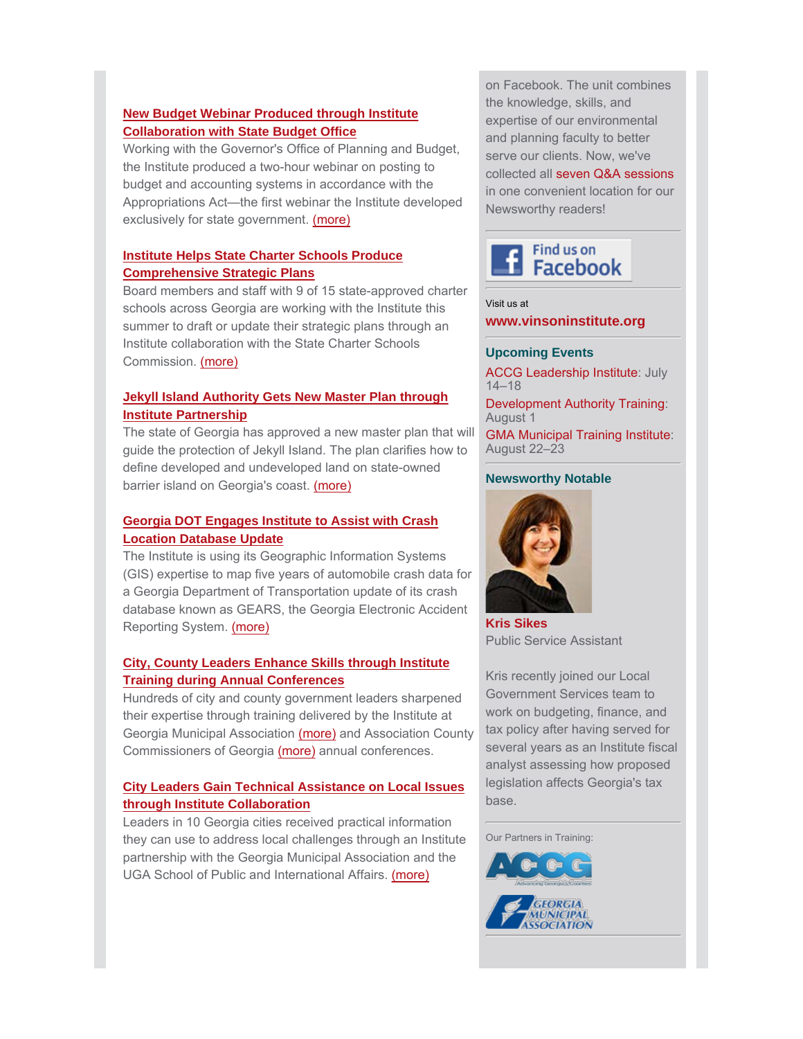### New Budget Webinar Produced through Institute Collaboration with State Budget Office

Working with the Governor's Office of Planning and Budget, the Institute produced a two-hour webinar on posting to budget and accounting systems in accordance with the Appropriations Act—the first webinar the Institute developed exclusively for state government. (more)

### Institute Helps State Charter Schools Produce Comprehensive Strategic Plans

Board members and staff with 9 of 15 state-approved charter schools across Georgia are working with the Institute this summer to draft or update their strategic plans through an Institute collaboration with the State Charter Schools Commission. (more)

### Jekyll Island Authority Gets New Master Plan through Institute Partnership

The state of Georgia has approved a new master plan that will guide the protection of Jekyll Island. The plan clarifies how to define developed and undeveloped land on state-owned barrier island on Georgia's coast. (more)

### Georgia DOT Engages Institute to Assist with Crash Location Database Update

The Institute is using its Geographic Information Systems (GIS) expertise to map five years of automobile crash data for a Georgia Department of Transportation update of its crash database known as GEARS, the Georgia Electronic Accident Reporting System. (more)

### City, County Leaders Enhance Skills through Institute Training during Annual Conferences

Hundreds of city and county government leaders sharpened their expertise through training delivered by the Institute at Georgia Municipal Association (more) and Association County Commissioners of Georgia (more) annual conferences.

### City Leaders Gain Technical Assistance on Local Issues through Institute Collaboration

Leaders in 10 Georgia cities received practical information they can use to address local challenges through an Institute partnership with the Georgia Municipal Association and the UGA School of Public and International Affairs. (more)

---

on Facebook. The unit combines the knowledge, skills, and expertise of our environmental and planning faculty to better serve our clients. Now, we've collected all seven Q&A sessions in one convenient location for our Newsworthy readers!

Find us on Facebook

Visit us at

**www.vinsoninstitute.org**

### Upcoming Events

ACCG Leadership Institute: July 14–18

Development Authority Training: August 1

GMA Municipal Training Institute: August 22–23

### Newsworthy Notable

**Kris Sikes**
Public Service Assistant

Kris recently joined our Local Government Services team to work on budgeting, finance, and tax policy after having served for several years as an Institute fiscal analyst assessing how proposed legislation affects Georgia's tax base.

Our Partners in Training:

ACCG

Georgia Municipal Association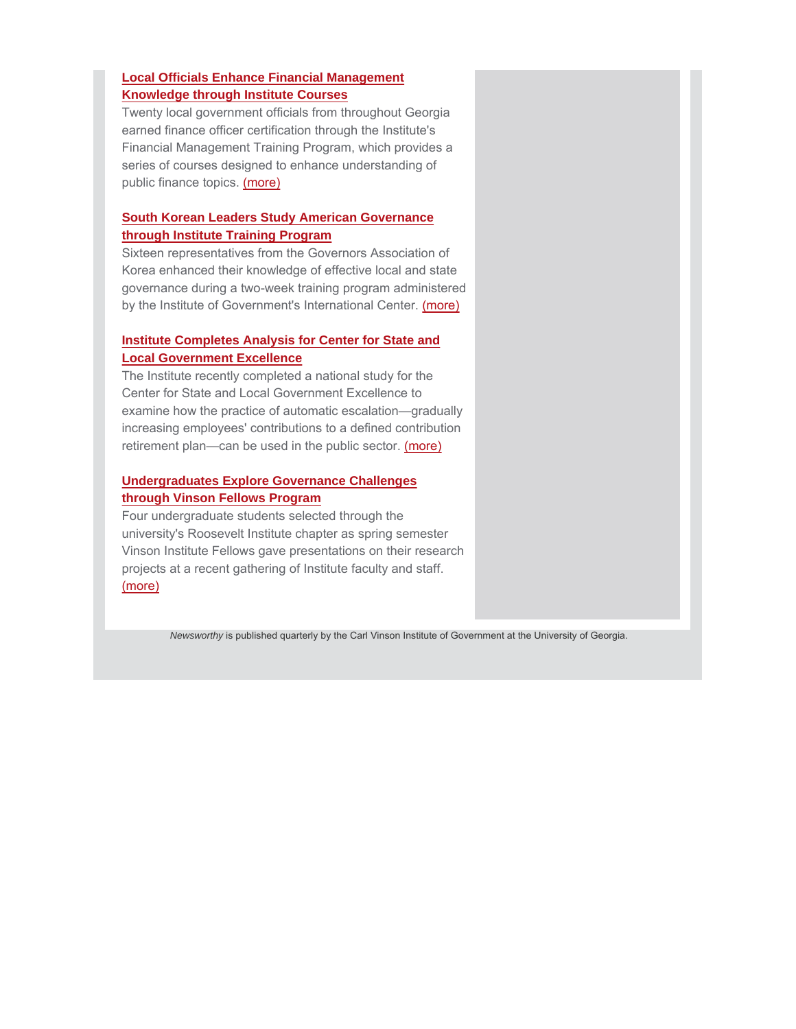### Local Officials Enhance Financial Management Knowledge through Institute Courses

Twenty local government officials from throughout Georgia earned finance officer certification through the Institute's Financial Management Training Program, which provides a series of courses designed to enhance understanding of public finance topics. (more)

### South Korean Leaders Study American Governance through Institute Training Program

Sixteen representatives from the Governors Association of Korea enhanced their knowledge of effective local and state governance during a two-week training program administered by the Institute of Government's International Center. (more)

### Institute Completes Analysis for Center for State and Local Government Excellence

The Institute recently completed a national study for the Center for State and Local Government Excellence to examine how the practice of automatic escalation—gradually increasing employees' contributions to a defined contribution retirement plan—can be used in the public sector. (more)

### Undergraduates Explore Governance Challenges through Vinson Fellows Program

Four undergraduate students selected through the university's Roosevelt Institute chapter as spring semester Vinson Institute Fellows gave presentations on their research projects at a recent gathering of Institute faculty and staff. (more)

*Newsworthy* is published quarterly by the Carl Vinson Institute of Government at the University of Georgia.